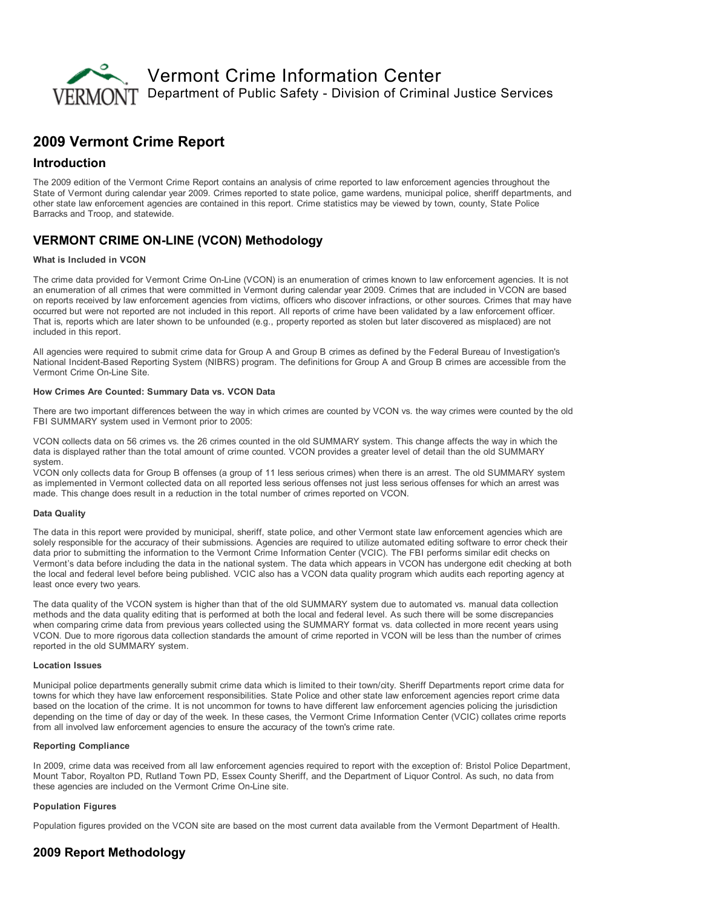# Vermont Crime Information Center

Department of Public Safety - Division of Criminal Justice Services

## 2009 Vermont Crime Report

### Introduction

The 2009 edition of the Vermont Crime Report contains an analysis of crime reported to law enforcement agencies throughout the State of Vermont during calendar year 2009. Crimes reported to state police, game wardens, municipal police, sheriff departments, and other state law enforcement agencies are contained in this report. Crime statistics may be viewed by town, county, State Police Barracks and Troop, and statewide.

### VERMONT CRIME ON-LINE (VCON) Methodology

#### What is Included in VCON

The crime data provided for Vermont Crime On-Line (VCON) is an enumeration of crimes known to law enforcement agencies. It is not an enumeration of all crimes that were committed in Vermont during calendar year 2009. Crimes that are included in VCON are based on reports received by law enforcement agencies from victims, officers who discover infractions, or other sources. Crimes that may have occurred but were not reported are not included in this report. All reports of crime have been validated by a law enforcement officer. That is, reports which are later shown to be unfounded (e.g., property reported as stolen but later discovered as misplaced) are not included in this report.

All agencies were required to submit crime data for Group A and Group B crimes as defined by the Federal Bureau of Investigation's National Incident-Based Reporting System (NIBRS) program. The definitions for Group A and Group B crimes are accessible from the Vermont Crime On-Line Site.

#### How Crimes Are Counted: Summary Data vs. VCON Data

There are two important differences between the way in which crimes are counted by VCON vs. the way crimes were counted by the old FBI SUMMARY system used in Vermont prior to 2005:

VCON collects data on 56 crimes vs. the 26 crimes counted in the old SUMMARY system. This change affects the way in which the data is displayed rather than the total amount of crime counted. VCON provides a greater level of detail than the old SUMMARY system.

VCON only collects data for Group B offenses (a group of 11 less serious crimes) when there is an arrest. The old SUMMARY system as implemented in Vermont collected data on all reported less serious offenses not just less serious offenses for which an arrest was made. This change does result in a reduction in the total number of crimes reported on VCON.

#### Data Quality

The data in this report were provided by municipal, sheriff, state police, and other Vermont state law enforcement agencies which are solely responsible for the accuracy of their submissions. Agencies are required to utilize automated editing software to error check their data prior to submitting the information to the Vermont Crime Information Center (VCIC). The FBI performs similar edit checks on Vermont's data before including the data in the national system. The data which appears in VCON has undergone edit checking at both the local and federal level before being published. VCIC also has a VCON data quality program which audits each reporting agency at least once every two years.

The data quality of the VCON system is higher than that of the old SUMMARY system due to automated vs. manual data collection methods and the data quality editing that is performed at both the local and federal level. As such there will be some discrepancies when comparing crime data from previous years collected using the SUMMARY format vs. data collected in more recent years using VCON. Due to more rigorous data collection standards the amount of crime reported in VCON will be less than the number of crimes reported in the old SUMMARY system.

#### Location Issues

Municipal police departments generally submit crime data which is limited to their town/city. Sheriff Departments report crime data for towns for which they have law enforcement responsibilities. State Police and other state law enforcement agencies report crime data based on the location of the crime. It is not uncommon for towns to have different law enforcement agencies policing the jurisdiction depending on the time of day or day of the week. In these cases, the Vermont Crime Information Center (VCIC) collates crime reports from all involved law enforcement agencies to ensure the accuracy of the town's crime rate.

#### Reporting Compliance

In 2009, crime data was received from all law enforcement agencies required to report with the exception of: Bristol Police Department, Mount Tabor, Royalton PD, Rutland Town PD, Essex County Sheriff, and the Department of Liquor Control. As such, no data from these agencies are included on the Vermont Crime On-Line site.

#### Population Figures

Population figures provided on the VCON site are based on the most current data available from the Vermont Department of Health.

### 2009 Report Methodology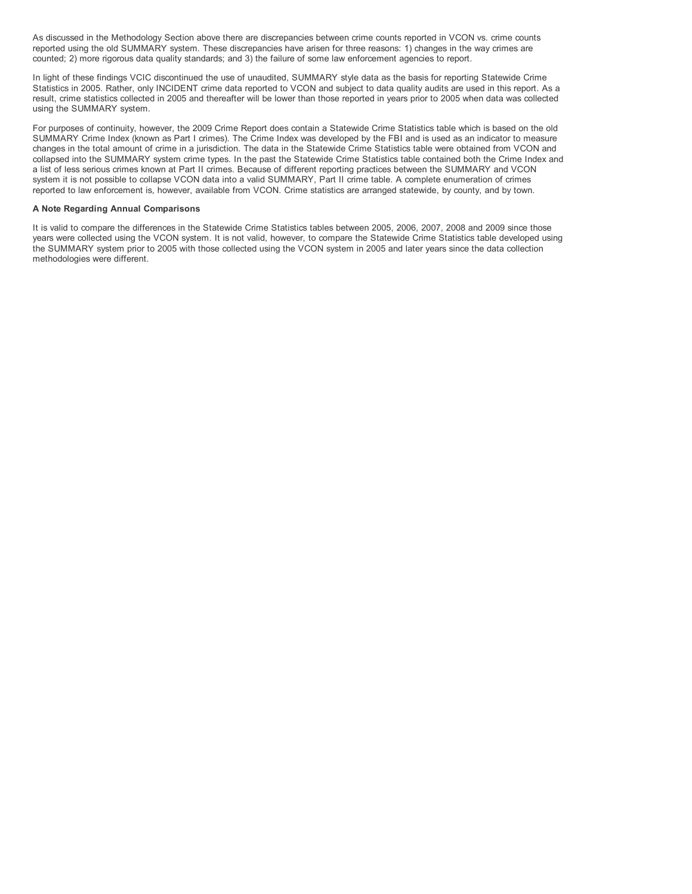As discussed in the Methodology Section above there are discrepancies between crime counts reported in VCON vs. crime counts reported using the old SUMMARY system. These discrepancies have arisen for three reasons: 1) changes in the way crimes are counted; 2) more rigorous data quality standards; and 3) the failure of some law enforcement agencies to report.

In light of these findings VCIC discontinued the use of unaudited, SUMMARY style data as the basis for reporting Statewide Crime Statistics in 2005. Rather, only INCIDENT crime data reported to VCON and subject to data quality audits are used in this report. As a result, crime statistics collected in 2005 and thereafter will be lower than those reported in years prior to 2005 when data was collected using the SUMMARY system.

For purposes of continuity, however, the 2009 Crime Report does contain a Statewide Crime Statistics table which is based on the old SUMMARY Crime Index (known as Part I crimes). The Crime Index was developed by the FBI and is used as an indicator to measure changes in the total amount of crime in a jurisdiction. The data in the Statewide Crime Statistics table were obtained from VCON and collapsed into the SUMMARY system crime types. In the past the Statewide Crime Statistics table contained both the Crime Index and a list of less serious crimes known at Part II crimes. Because of different reporting practices between the SUMMARY and VCON system it is not possible to collapse VCON data into a valid SUMMARY, Part II crime table. A complete enumeration of crimes reported to law enforcement is, however, available from VCON. Crime statistics are arranged statewide, by county, and by town.

**A Note Regarding Annual Comparisons**

It is valid to compare the differences in the Statewide Crime Statistics tables between 2005, 2006, 2007, 2008 and 2009 since those years were collected using the VCON system. It is not valid, however, to compare the Statewide Crime Statistics table developed using the SUMMARY system prior to 2005 with those collected using the VCON system in 2005 and later years since the data collection methodologies were different.